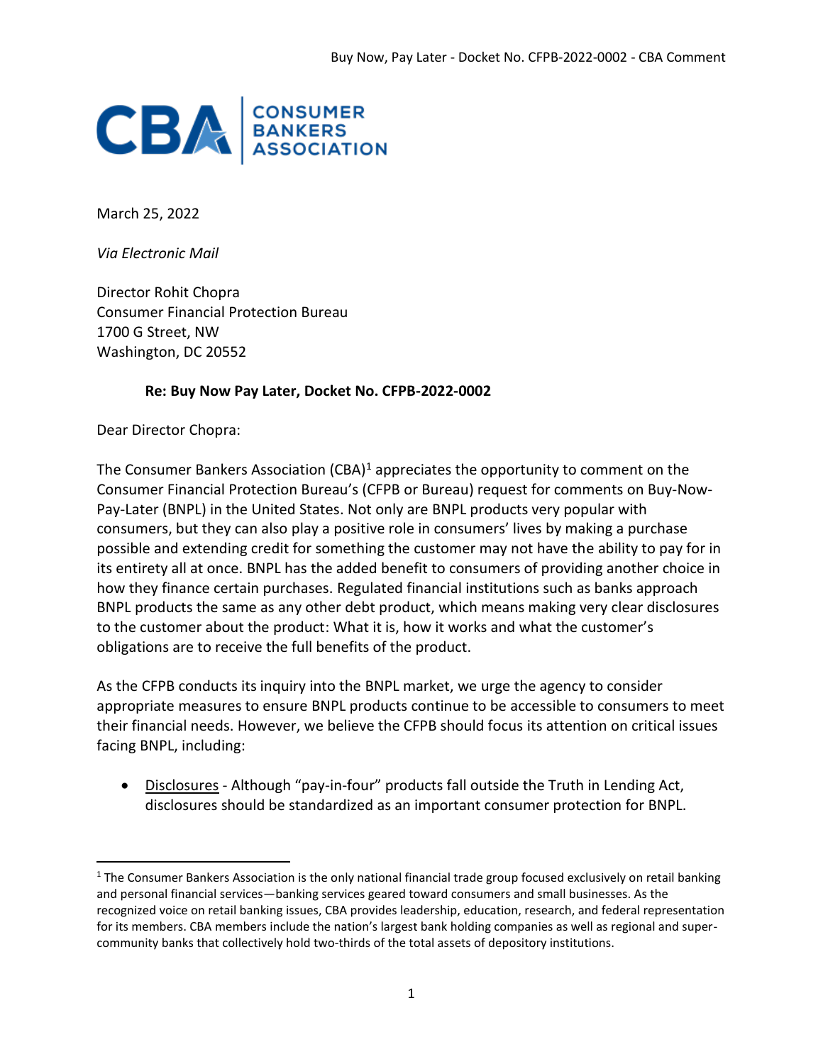CBA | CONSUMER BANKERS ASSOCIATION

March 25, 2022

*Via Electronic Mail*

Director Rohit Chopra
Consumer Financial Protection Bureau
1700 G Street, NW
Washington, DC 20552

**Re: Buy Now Pay Later, Docket No. CFPB-2022-0002**

Dear Director Chopra:

The Consumer Bankers Association (CBA)[1] appreciates the opportunity to comment on the Consumer Financial Protection Bureau's (CFPB or Bureau) request for comments on Buy-Now-Pay-Later (BNPL) in the United States. Not only are BNPL products very popular with consumers, but they can also play a positive role in consumers' lives by making a purchase possible and extending credit for something the customer may not have the ability to pay for in its entirety all at once. BNPL has the added benefit to consumers of providing another choice in how they finance certain purchases. Regulated financial institutions such as banks approach BNPL products the same as any other debt product, which means making very clear disclosures to the customer about the product: What it is, how it works and what the customer's obligations are to receive the full benefits of the product.

As the CFPB conducts its inquiry into the BNPL market, we urge the agency to consider appropriate measures to ensure BNPL products continue to be accessible to consumers to meet their financial needs. However, we believe the CFPB should focus its attention on critical issues facing BNPL, including:

- <u>Disclosures</u> - Although "pay-in-four" products fall outside the Truth in Lending Act, disclosures should be standardized as an important consumer protection for BNPL.

---

[1] The Consumer Bankers Association is the only national financial trade group focused exclusively on retail banking and personal financial services—banking services geared toward consumers and small businesses. As the recognized voice on retail banking issues, CBA provides leadership, education, research, and federal representation for its members. CBA members include the nation's largest bank holding companies as well as regional and super-community banks that collectively hold two-thirds of the total assets of depository institutions.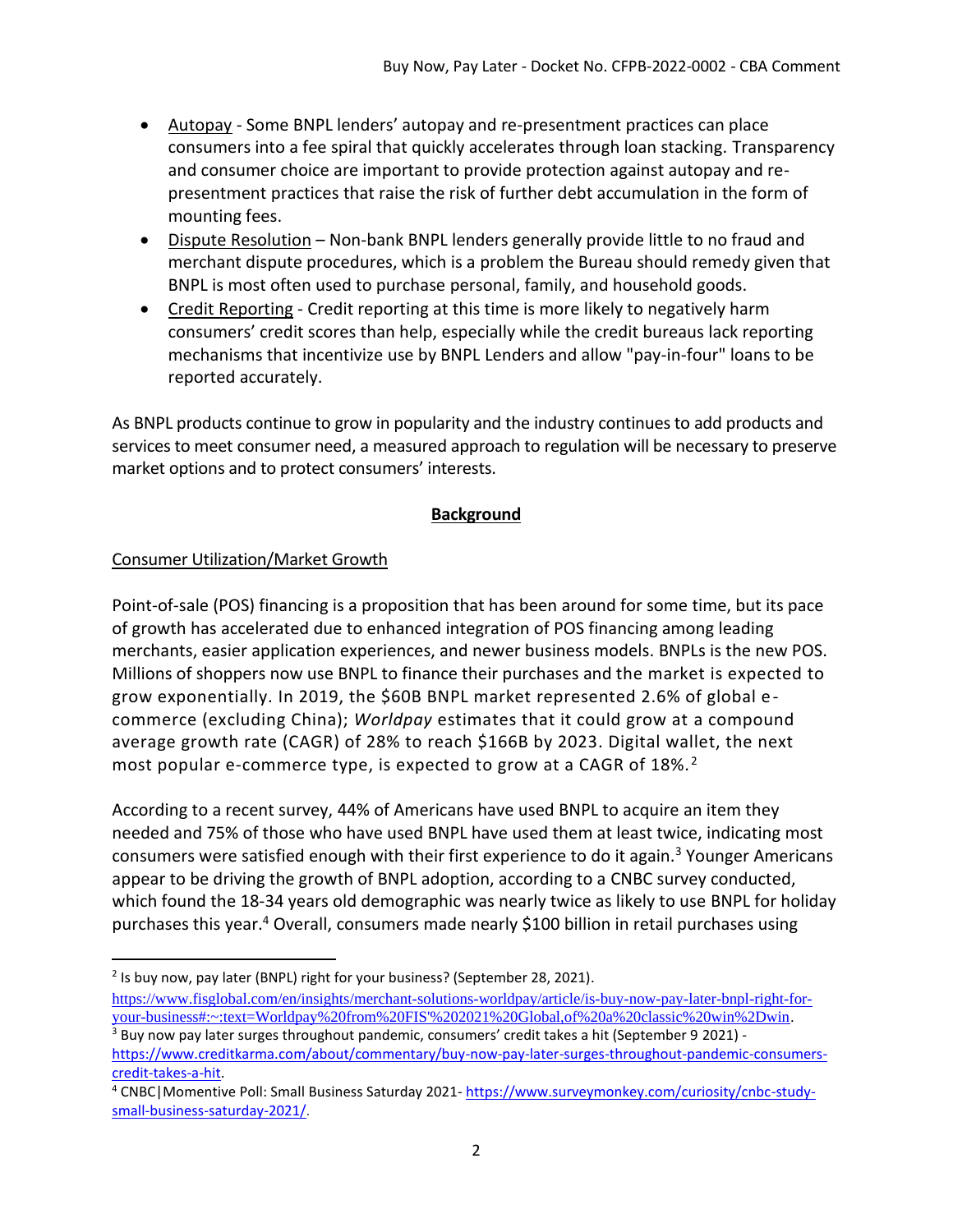- Autopay - Some BNPL lenders' autopay and re-presentment practices can place consumers into a fee spiral that quickly accelerates through loan stacking. Transparency and consumer choice are important to provide protection against autopay and re-presentment practices that raise the risk of further debt accumulation in the form of mounting fees.
- Dispute Resolution – Non-bank BNPL lenders generally provide little to no fraud and merchant dispute procedures, which is a problem the Bureau should remedy given that BNPL is most often used to purchase personal, family, and household goods.
- Credit Reporting - Credit reporting at this time is more likely to negatively harm consumers' credit scores than help, especially while the credit bureaus lack reporting mechanisms that incentivize use by BNPL Lenders and allow "pay-in-four" loans to be reported accurately.

As BNPL products continue to grow in popularity and the industry continues to add products and services to meet consumer need, a measured approach to regulation will be necessary to preserve market options and to protect consumers' interests.

## Background

### Consumer Utilization/Market Growth

Point-of-sale (POS) financing is a proposition that has been around for some time, but its pace of growth has accelerated due to enhanced integration of POS financing among leading merchants, easier application experiences, and newer business models. BNPLs is the new POS. Millions of shoppers now use BNPL to finance their purchases and the market is expected to grow exponentially. In 2019, the $60B BNPL market represented 2.6% of global e-commerce (excluding China); *Worldpay* estimates that it could grow at a compound average growth rate (CAGR) of 28% to reach $166B by 2023. Digital wallet, the next most popular e-commerce type, is expected to grow at a CAGR of 18%.[2]

According to a recent survey, 44% of Americans have used BNPL to acquire an item they needed and 75% of those who have used BNPL have used them at least twice, indicating most consumers were satisfied enough with their first experience to do it again.[3] Younger Americans appear to be driving the growth of BNPL adoption, according to a CNBC survey conducted, which found the 18-34 years old demographic was nearly twice as likely to use BNPL for holiday purchases this year.[4] Overall, consumers made nearly $100 billion in retail purchases using

---

[2] Is buy now, pay later (BNPL) right for your business? (September 28, 2021). https://www.fisglobal.com/en/insights/merchant-solutions-worldpay/article/is-buy-now-pay-later-bnpl-right-for-your-business#:~:text=Worldpay%20from%20FIS'%202021%20Global,of%20a%20classic%20win%2Dwin.

[3] Buy now pay later surges throughout pandemic, consumers' credit takes a hit (September 9 2021) - https://www.creditkarma.com/about/commentary/buy-now-pay-later-surges-throughout-pandemic-consumers-credit-takes-a-hit.

[4] CNBC|Momentive Poll: Small Business Saturday 2021- https://www.surveymonkey.com/curiosity/cnbc-study-small-business-saturday-2021/.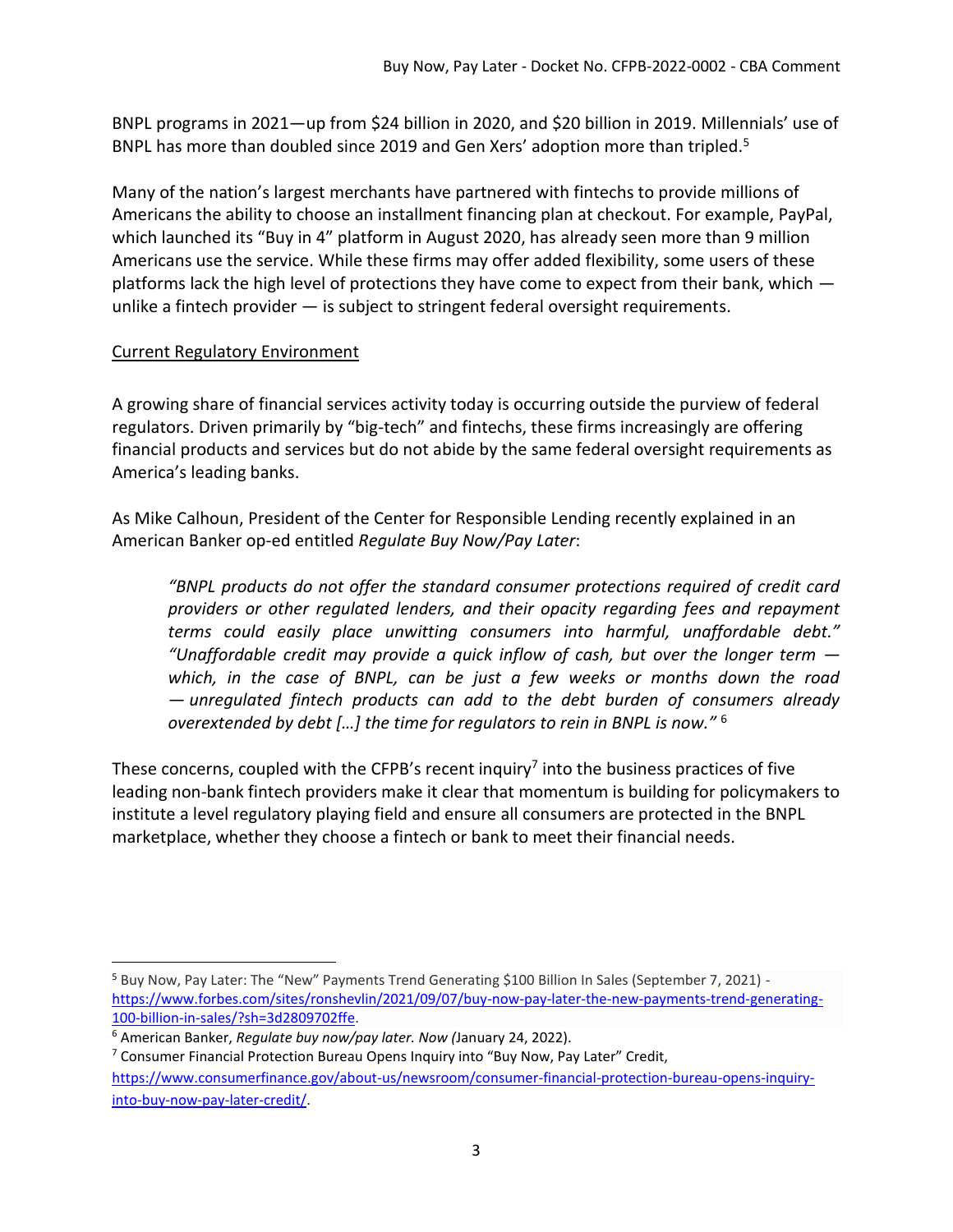BNPL programs in 2021—up from $24 billion in 2020, and $20 billion in 2019. Millennials' use of BNPL has more than doubled since 2019 and Gen Xers' adoption more than tripled.[5]

Many of the nation's largest merchants have partnered with fintechs to provide millions of Americans the ability to choose an installment financing plan at checkout. For example, PayPal, which launched its "Buy in 4" platform in August 2020, has already seen more than 9 million Americans use the service. While these firms may offer added flexibility, some users of these platforms lack the high level of protections they have come to expect from their bank, which — unlike a fintech provider — is subject to stringent federal oversight requirements.

<u>Current Regulatory Environment</u>

A growing share of financial services activity today is occurring outside the purview of federal regulators. Driven primarily by "big-tech" and fintechs, these firms increasingly are offering financial products and services but do not abide by the same federal oversight requirements as America's leading banks.

As Mike Calhoun, President of the Center for Responsible Lending recently explained in an American Banker op-ed entitled *Regulate Buy Now/Pay Later*:

> *"BNPL products do not offer the standard consumer protections required of credit card providers or other regulated lenders, and their opacity regarding fees and repayment terms could easily place unwitting consumers into harmful, unaffordable debt." "Unaffordable credit may provide a quick inflow of cash, but over the longer term — which, in the case of BNPL, can be just a few weeks or months down the road — unregulated fintech products can add to the debt burden of consumers already overextended by debt […] the time for regulators to rein in BNPL is now."* [6]

These concerns, coupled with the CFPB's recent inquiry[7] into the business practices of five leading non-bank fintech providers make it clear that momentum is building for policymakers to institute a level regulatory playing field and ensure all consumers are protected in the BNPL marketplace, whether they choose a fintech or bank to meet their financial needs.

---

[5] Buy Now, Pay Later: The "New" Payments Trend Generating $100 Billion In Sales (September 7, 2021) - https://www.forbes.com/sites/ronshevlin/2021/09/07/buy-now-pay-later-the-new-payments-trend-generating-100-billion-in-sales/?sh=3d2809702ffe.

[6] American Banker, *Regulate buy now/pay later. Now (*January 24, 2022).

[7] Consumer Financial Protection Bureau Opens Inquiry into "Buy Now, Pay Later" Credit, https://www.consumerfinance.gov/about-us/newsroom/consumer-financial-protection-bureau-opens-inquiry-into-buy-now-pay-later-credit/.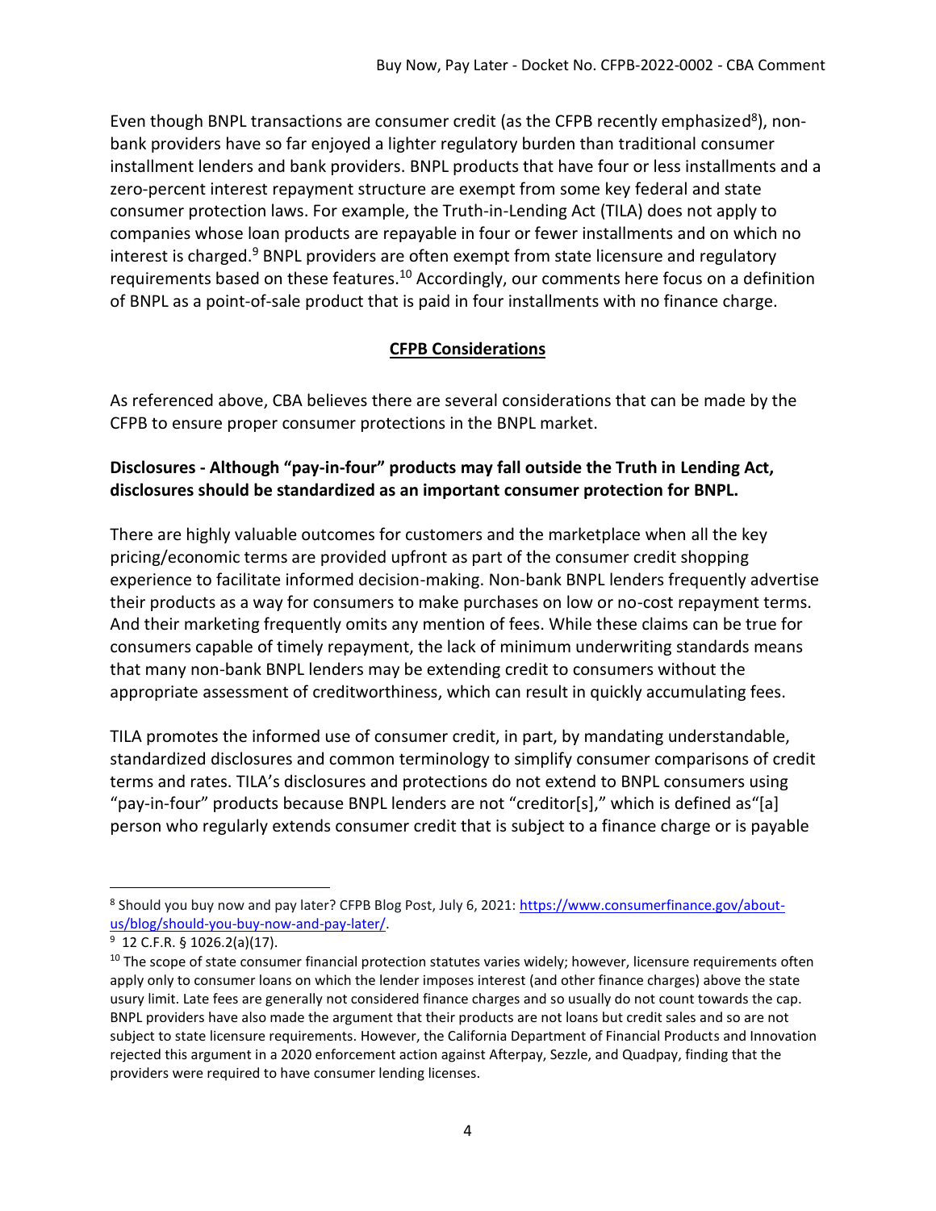Even though BNPL transactions are consumer credit (as the CFPB recently emphasized[8]), non-bank providers have so far enjoyed a lighter regulatory burden than traditional consumer installment lenders and bank providers. BNPL products that have four or less installments and a zero-percent interest repayment structure are exempt from some key federal and state consumer protection laws. For example, the Truth-in-Lending Act (TILA) does not apply to companies whose loan products are repayable in four or fewer installments and on which no interest is charged.[9] BNPL providers are often exempt from state licensure and regulatory requirements based on these features.[10] Accordingly, our comments here focus on a definition of BNPL as a point-of-sale product that is paid in four installments with no finance charge.

## CFPB Considerations

As referenced above, CBA believes there are several considerations that can be made by the CFPB to ensure proper consumer protections in the BNPL market.

**Disclosures - Although "pay-in-four" products may fall outside the Truth in Lending Act, disclosures should be standardized as an important consumer protection for BNPL.**

There are highly valuable outcomes for customers and the marketplace when all the key pricing/economic terms are provided upfront as part of the consumer credit shopping experience to facilitate informed decision-making. Non-bank BNPL lenders frequently advertise their products as a way for consumers to make purchases on low or no-cost repayment terms. And their marketing frequently omits any mention of fees. While these claims can be true for consumers capable of timely repayment, the lack of minimum underwriting standards means that many non-bank BNPL lenders may be extending credit to consumers without the appropriate assessment of creditworthiness, which can result in quickly accumulating fees.

TILA promotes the informed use of consumer credit, in part, by mandating understandable, standardized disclosures and common terminology to simplify consumer comparisons of credit terms and rates. TILA's disclosures and protections do not extend to BNPL consumers using "pay-in-four" products because BNPL lenders are not "creditor[s]," which is defined as"[a] person who regularly extends consumer credit that is subject to a finance charge or is payable

---

[8] Should you buy now and pay later? CFPB Blog Post, July 6, 2021: https://www.consumerfinance.gov/about-us/blog/should-you-buy-now-and-pay-later/.

[9] 12 C.F.R. § 1026.2(a)(17).

[10] The scope of state consumer financial protection statutes varies widely; however, licensure requirements often apply only to consumer loans on which the lender imposes interest (and other finance charges) above the state usury limit. Late fees are generally not considered finance charges and so usually do not count towards the cap. BNPL providers have also made the argument that their products are not loans but credit sales and so are not subject to state licensure requirements. However, the California Department of Financial Products and Innovation rejected this argument in a 2020 enforcement action against Afterpay, Sezzle, and Quadpay, finding that the providers were required to have consumer lending licenses.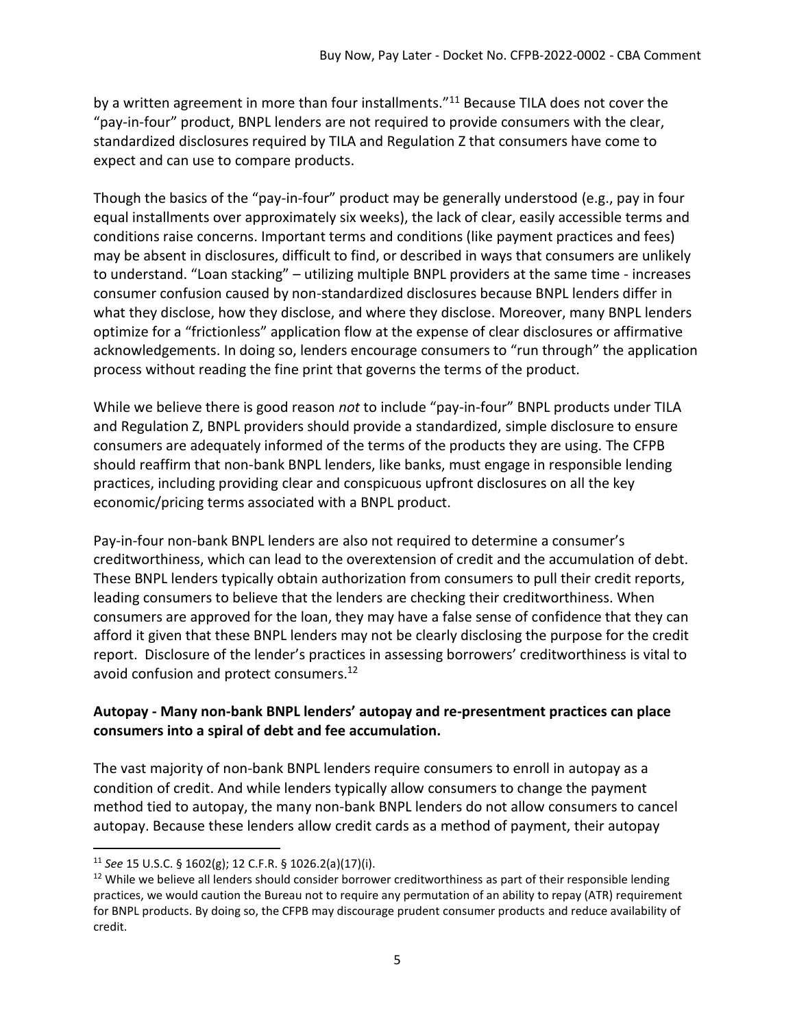by a written agreement in more than four installments."[11] Because TILA does not cover the "pay-in-four" product, BNPL lenders are not required to provide consumers with the clear, standardized disclosures required by TILA and Regulation Z that consumers have come to expect and can use to compare products.

Though the basics of the "pay-in-four" product may be generally understood (e.g., pay in four equal installments over approximately six weeks), the lack of clear, easily accessible terms and conditions raise concerns. Important terms and conditions (like payment practices and fees) may be absent in disclosures, difficult to find, or described in ways that consumers are unlikely to understand. "Loan stacking" – utilizing multiple BNPL providers at the same time - increases consumer confusion caused by non-standardized disclosures because BNPL lenders differ in what they disclose, how they disclose, and where they disclose. Moreover, many BNPL lenders optimize for a "frictionless" application flow at the expense of clear disclosures or affirmative acknowledgements. In doing so, lenders encourage consumers to "run through" the application process without reading the fine print that governs the terms of the product.

While we believe there is good reason *not* to include "pay-in-four" BNPL products under TILA and Regulation Z, BNPL providers should provide a standardized, simple disclosure to ensure consumers are adequately informed of the terms of the products they are using. The CFPB should reaffirm that non-bank BNPL lenders, like banks, must engage in responsible lending practices, including providing clear and conspicuous upfront disclosures on all the key economic/pricing terms associated with a BNPL product.

Pay-in-four non-bank BNPL lenders are also not required to determine a consumer's creditworthiness, which can lead to the overextension of credit and the accumulation of debt. These BNPL lenders typically obtain authorization from consumers to pull their credit reports, leading consumers to believe that the lenders are checking their creditworthiness. When consumers are approved for the loan, they may have a false sense of confidence that they can afford it given that these BNPL lenders may not be clearly disclosing the purpose for the credit report. Disclosure of the lender's practices in assessing borrowers' creditworthiness is vital to avoid confusion and protect consumers.[12]

**Autopay - Many non-bank BNPL lenders' autopay and re-presentment practices can place consumers into a spiral of debt and fee accumulation.**

The vast majority of non-bank BNPL lenders require consumers to enroll in autopay as a condition of credit. And while lenders typically allow consumers to change the payment method tied to autopay, the many non-bank BNPL lenders do not allow consumers to cancel autopay. Because these lenders allow credit cards as a method of payment, their autopay

---

[11] *See* 15 U.S.C. § 1602(g); 12 C.F.R. § 1026.2(a)(17)(i).

[12] While we believe all lenders should consider borrower creditworthiness as part of their responsible lending practices, we would caution the Bureau not to require any permutation of an ability to repay (ATR) requirement for BNPL products. By doing so, the CFPB may discourage prudent consumer products and reduce availability of credit.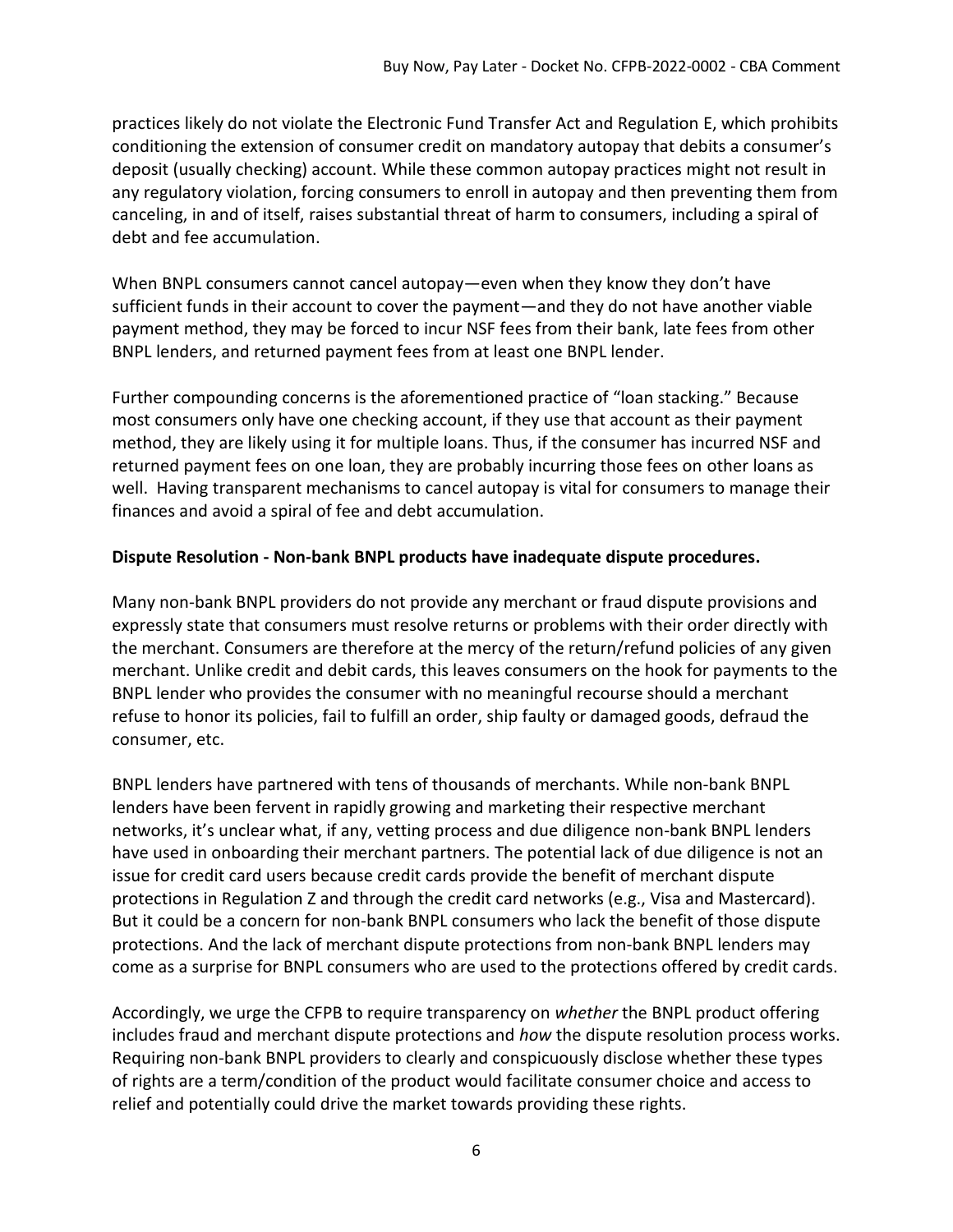practices likely do not violate the Electronic Fund Transfer Act and Regulation E, which prohibits conditioning the extension of consumer credit on mandatory autopay that debits a consumer's deposit (usually checking) account. While these common autopay practices might not result in any regulatory violation, forcing consumers to enroll in autopay and then preventing them from canceling, in and of itself, raises substantial threat of harm to consumers, including a spiral of debt and fee accumulation.

When BNPL consumers cannot cancel autopay—even when they know they don't have sufficient funds in their account to cover the payment—and they do not have another viable payment method, they may be forced to incur NSF fees from their bank, late fees from other BNPL lenders, and returned payment fees from at least one BNPL lender.

Further compounding concerns is the aforementioned practice of "loan stacking." Because most consumers only have one checking account, if they use that account as their payment method, they are likely using it for multiple loans. Thus, if the consumer has incurred NSF and returned payment fees on one loan, they are probably incurring those fees on other loans as well. Having transparent mechanisms to cancel autopay is vital for consumers to manage their finances and avoid a spiral of fee and debt accumulation.

**Dispute Resolution - Non-bank BNPL products have inadequate dispute procedures.**

Many non-bank BNPL providers do not provide any merchant or fraud dispute provisions and expressly state that consumers must resolve returns or problems with their order directly with the merchant. Consumers are therefore at the mercy of the return/refund policies of any given merchant. Unlike credit and debit cards, this leaves consumers on the hook for payments to the BNPL lender who provides the consumer with no meaningful recourse should a merchant refuse to honor its policies, fail to fulfill an order, ship faulty or damaged goods, defraud the consumer, etc.

BNPL lenders have partnered with tens of thousands of merchants. While non-bank BNPL lenders have been fervent in rapidly growing and marketing their respective merchant networks, it's unclear what, if any, vetting process and due diligence non-bank BNPL lenders have used in onboarding their merchant partners. The potential lack of due diligence is not an issue for credit card users because credit cards provide the benefit of merchant dispute protections in Regulation Z and through the credit card networks (e.g., Visa and Mastercard). But it could be a concern for non-bank BNPL consumers who lack the benefit of those dispute protections. And the lack of merchant dispute protections from non-bank BNPL lenders may come as a surprise for BNPL consumers who are used to the protections offered by credit cards.

Accordingly, we urge the CFPB to require transparency on *whether* the BNPL product offering includes fraud and merchant dispute protections and *how* the dispute resolution process works. Requiring non-bank BNPL providers to clearly and conspicuously disclose whether these types of rights are a term/condition of the product would facilitate consumer choice and access to relief and potentially could drive the market towards providing these rights.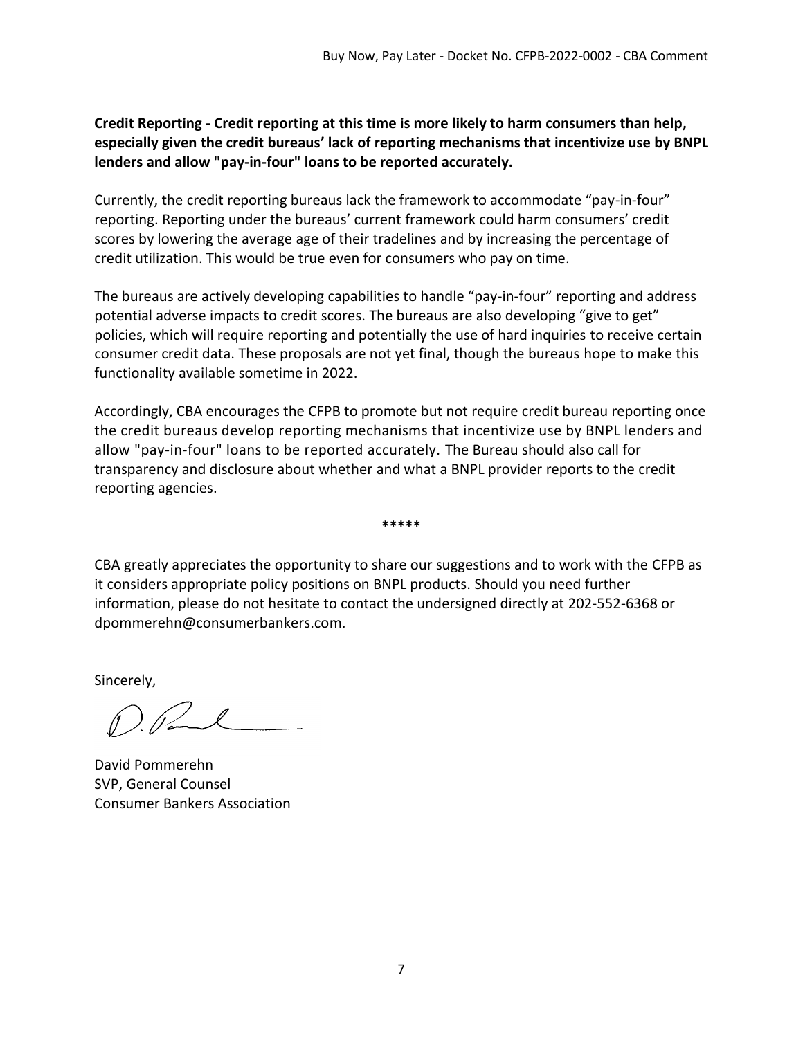**Credit Reporting - Credit reporting at this time is more likely to harm consumers than help, especially given the credit bureaus' lack of reporting mechanisms that incentivize use by BNPL lenders and allow "pay-in-four" loans to be reported accurately.**

Currently, the credit reporting bureaus lack the framework to accommodate "pay-in-four" reporting. Reporting under the bureaus' current framework could harm consumers' credit scores by lowering the average age of their tradelines and by increasing the percentage of credit utilization. This would be true even for consumers who pay on time.

The bureaus are actively developing capabilities to handle "pay-in-four" reporting and address potential adverse impacts to credit scores. The bureaus are also developing "give to get" policies, which will require reporting and potentially the use of hard inquiries to receive certain consumer credit data. These proposals are not yet final, though the bureaus hope to make this functionality available sometime in 2022.

Accordingly, CBA encourages the CFPB to promote but not require credit bureau reporting once the credit bureaus develop reporting mechanisms that incentivize use by BNPL lenders and allow "pay-in-four" loans to be reported accurately. The Bureau should also call for transparency and disclosure about whether and what a BNPL provider reports to the credit reporting agencies.

\*\*\*\*\*

CBA greatly appreciates the opportunity to share our suggestions and to work with the CFPB as it considers appropriate policy positions on BNPL products. Should you need further information, please do not hesitate to contact the undersigned directly at 202-552-6368 or dpommerehn@consumerbankers.com.

Sincerely,

David Pommerehn
SVP, General Counsel
Consumer Bankers Association